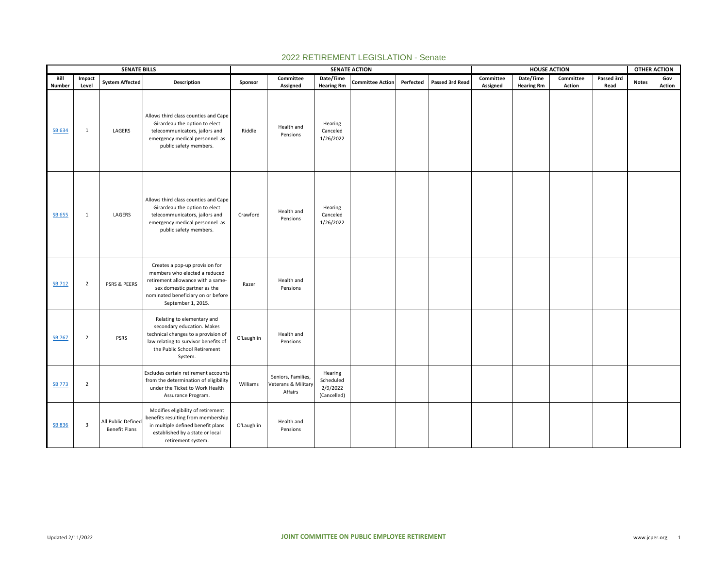# 2022 RETIREMENT LEGISLATION - Senate

| SENATE BILLS | | | | SENATE ACTION | | | | | | HOUSE ACTION | | | | OTHER ACTION | |
|---|---|---|---|---|---|---|---|---|---|---|---|---|---|---|---|
| Bill Number | Impact Level | System Affected | Description | Sponsor | Committee Assigned | Date/Time Hearing Rm | Committee Action | Perfected | Passed 3rd Read | Committee Assigned | Date/Time Hearing Rm | Committee Action | Passed 3rd Read | Notes | Gov Action |
| SB 634 | 1 | LAGERS | Allows third class counties and Cape Girardeau the option to elect telecommunicators, jailors and emergency medical personnel as public safety members. | Riddle | Health and Pensions | Hearing Canceled 1/26/2022 | | | | | | | | | |
| SB 655 | 1 | LAGERS | Allows third class counties and Cape Girardeau the option to elect telecommunicators, jailors and emergency medical personnel as public safety members. | Crawford | Health and Pensions | Hearing Canceled 1/26/2022 | | | | | | | | | |
| SB 712 | 2 | PSRS & PEERS | Creates a pop-up provision for members who elected a reduced retirement allowance with a same-sex domestic partner as the nominated beneficiary on or before September 1, 2015. | Razer | Health and Pensions | | | | | | | | | | |
| SB 767 | 2 | PSRS | Relating to elementary and secondary education. Makes technical changes to a provision of law relating to survivor benefits of the Public School Retirement System. | O'Laughlin | Health and Pensions | | | | | | | | | | |
| SB 773 | 2 | | Excludes certain retirement accounts from the determination of eligibility under the Ticket to Work Health Assurance Program. | Williams | Seniors, Families, Veterans & Military Affairs | Hearing Scheduled 2/9/2022 (Cancelled) | | | | | | | | | |
| SB 836 | 3 | All Public Defined Benefit Plans | Modifies eligibility of retirement benefits resulting from membership in multiple defined benefit plans established by a state or local retirement system. | O'Laughlin | Health and Pensions | | | | | | | | | | |

Updated 2/11/2022

JOINT COMMITTEE ON PUBLIC EMPLOYEE RETIREMENT

www.jcper.org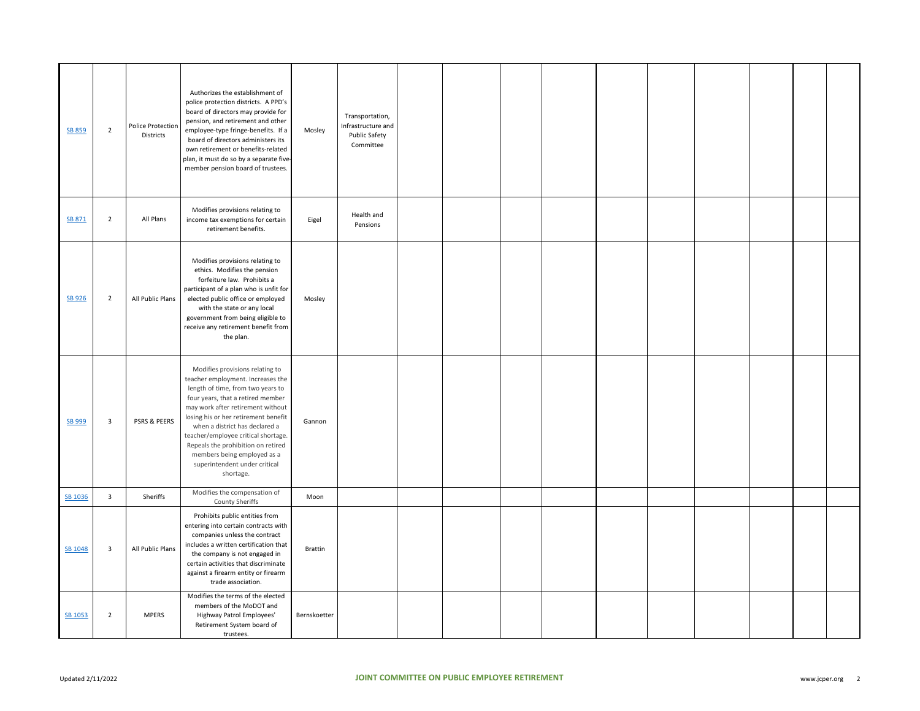| | | | | | | | | | | | | | | | |
|---|---|---|---|---|---|---|---|---|---|---|---|---|---|---|---|
| SB 859 | 2 | Police Protection Districts | Authorizes the establishment of police protection districts. A PPD's board of directors may provide for pension, and retirement and other employee-type fringe-benefits. If a board of directors administers its own retirement or benefits-related plan, it must do so by a separate five-member pension board of trustees. | Mosley | Transportation, Infrastructure and Public Safety Committee | | | | | | | | | | |
| SB 871 | 2 | All Plans | Modifies provisions relating to income tax exemptions for certain retirement benefits. | Eigel | Health and Pensions | | | | | | | | | | |
| SB 926 | 2 | All Public Plans | Modifies provisions relating to ethics. Modifies the pension forfeiture law. Prohibits a participant of a plan who is unfit for elected public office or employed with the state or any local government from being eligible to receive any retirement benefit from the plan. | Mosley | | | | | | | | | | | |
| SB 999 | 3 | PSRS & PEERS | Modifies provisions relating to teacher employment. Increases the length of time, from two years to four years, that a retired member may work after retirement without losing his or her retirement benefit when a district has declared a teacher/employee critical shortage. Repeals the prohibition on retired members being employed as a superintendent under critical shortage. | Gannon | | | | | | | | | | | |
| SB 1036 | 3 | Sheriffs | Modifies the compensation of County Sheriffs | Moon | | | | | | | | | | | |
| SB 1048 | 3 | All Public Plans | Prohibits public entities from entering into certain contracts with companies unless the contract includes a written certification that the company is not engaged in certain activities that discriminate against a firearm entity or firearm trade association. | Brattin | | | | | | | | | | | |
| SB 1053 | 2 | MPERS | Modifies the terms of the elected members of the MoDOT and Highway Patrol Employees' Retirement System board of trustees. | Bernskoetter | | | | | | | | | | | |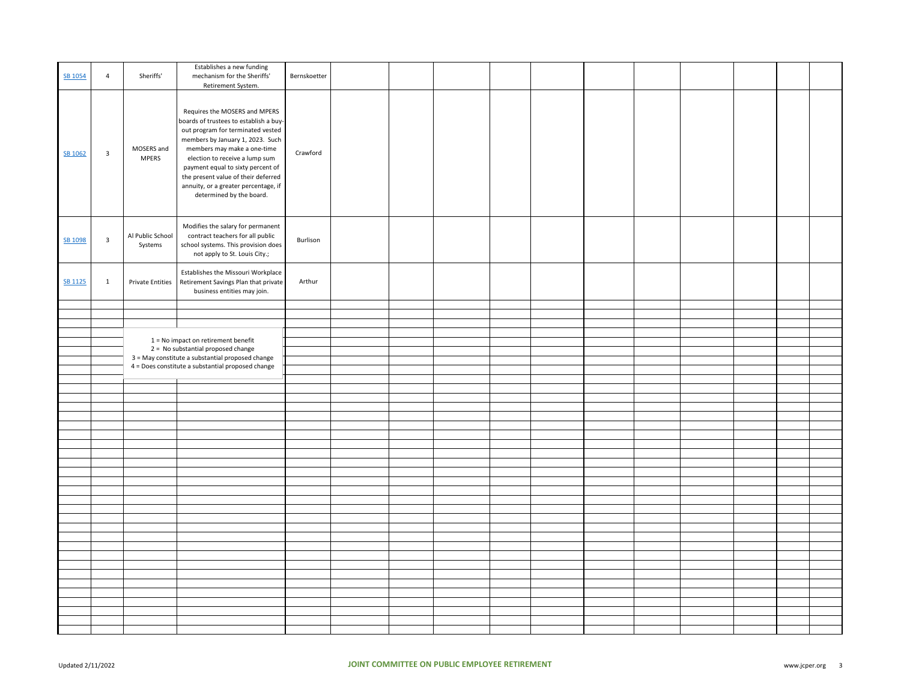| | | | | | | | | | | | | | | | |
|---|---|---|---|---|---|---|---|---|---|---|---|---|---|---|---|
| SB 1054 | 4 | Sheriffs' | Establishes a new funding mechanism for the Sheriffs' Retirement System. | Bernskoetter | | | | | | | | | | | |
| SB 1062 | 3 | MOSERS and MPERS | Requires the MOSERS and MPERS boards of trustees to establish a buy-out program for terminated vested members by January 1, 2023. Such members may make a one-time election to receive a lump sum payment equal to sixty percent of the present value of their deferred annuity, or a greater percentage, if determined by the board. | Crawford | | | | | | | | | | | |
| SB 1098 | 3 | Al Public School Systems | Modifies the salary for permanent contract teachers for all public school systems. This provision does not apply to St. Louis City.; | Burlison | | | | | | | | | | | |
| SB 1125 | 1 | Private Entities | Establishes the Missouri Workplace Retirement Savings Plan that private business entities may join. | Arthur | | | | | | | | | | | |

1 = No impact on retirement benefit
2 = No substantial proposed change
3 = May constitute a substantial proposed change
4 = Does constitute a substantial proposed change

Updated 2/11/2022

**JOINT COMMITTEE ON PUBLIC EMPLOYEE RETIREMENT**

www.jcper.org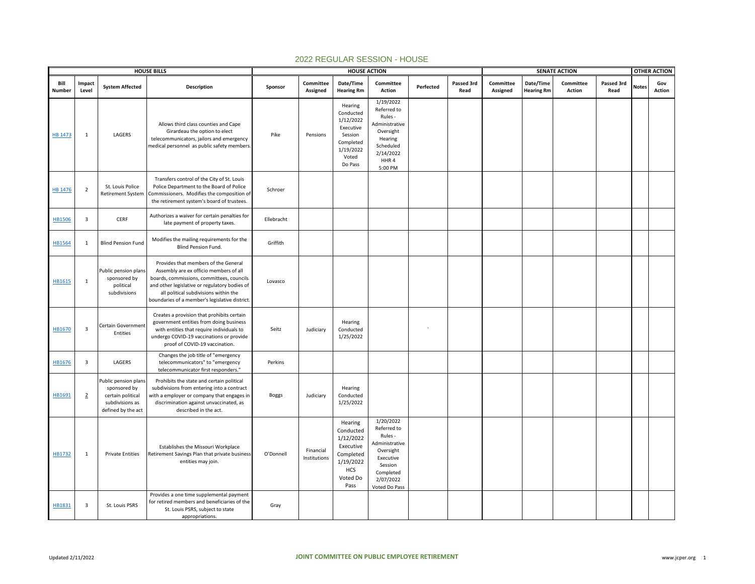# 2022 REGULAR SESSION - HOUSE

| HOUSE BILLS | | | | HOUSE ACTION | | | | | | SENATE ACTION | | | | OTHER ACTION | |
|---|---|---|---|---|---|---|---|---|---|---|---|---|---|---|---|
| Bill Number | Impact Level | System Affected | Description | Sponsor | Committee Assigned | Date/Time Hearing Rm | Committee Action | Perfected | Passed 3rd Read | Committee Assigned | Date/Time Hearing Rm | Committee Action | Passed 3rd Read | Notes | Gov Action |
| HB 1473 | 1 | LAGERS | Allows third class counties and Cape Girardeau the option to elect telecommunicators, jailors and emergency medical personnel as public safety members. | Pike | Pensions | Hearing Conducted 1/12/2022 Executive Session Completed 1/19/2022 Voted Do Pass | 1/19/2022 Referred to Rules - Administrative Oversight Hearing Scheduled 2/14/2022 HHR 4 5:00 PM | | | | | | | | |
| HB 1476 | 2 | St. Louis Police Retirement System | Transfers control of the City of St. Louis Police Department to the Board of Police Commissioners. Modifies the composition of the retirement system's board of trustees. | Schroer | | | | | | | | | | | |
| HB1506 | 3 | CERF | Authorizes a waiver for certain penalties for late payment of property taxes. | Ellebracht | | | | | | | | | | | |
| HB1564 | 1 | Blind Pension Fund | Modifies the mailing requirements for the Blind Pension Fund. | Griffith | | | | | | | | | | | |
| HB1615 | 1 | Public pension plans sponsored by political subdivisions | Provides that members of the General Assembly are ex officio members of all boards, commissions, committees, councils and other legislative or regulatory bodies of all political subdivisions within the boundaries of a member's legislative district. | Lovasco | | | | | | | | | | | |
| HB1670 | 3 | Certain Government Entities | Creates a provision that prohibits certain government entities from doing business with entities that require individuals to undergo COVID-19 vaccinations or provide proof of COVID-19 vaccination. | Seitz | Judiciary | Hearing Conducted 1/25/2022 | | ` | | | | | | | |
| HB1676 | 3 | LAGERS | Changes the job title of "emergency telecommunicators" to "emergency telecommunicator first responders." | Perkins | | | | | | | | | | | |
| HB1691 | 2 | Public pension plans sponsored by certain political subdivisions as defined by the act | Prohibits the state and certain political subdivisions from entering into a contract with a employer or company that engages in discrimination against unvaccinated, as described in the act. | Boggs | Judiciary | Hearing Conducted 1/25/2022 | | | | | | | | | |
| HB1732 | 1 | Private Entities | Establishes the Missouri Workplace Retirement Savings Plan that private business entities may join. | O'Donnell | Financial Institutions | Hearing Conducted 1/12/2022 Executive Completed 1/19/2022 HCS Voted Do Pass | 1/20/2022 Referred to Rules - Administrative Oversight Executive Session Completed 2/07/2022 Voted Do Pass | | | | | | | | |
| HB1831 | 3 | St. Louis PSRS | Provides a one time supplemental payment for retired members and beneficiaries of the St. Louis PSRS, subject to state appropriations. | Gray | | | | | | | | | | | |

Updated 2/11/2022 JOINT COMMITTEE ON PUBLIC EMPLOYEE RETIREMENT www.jcper.org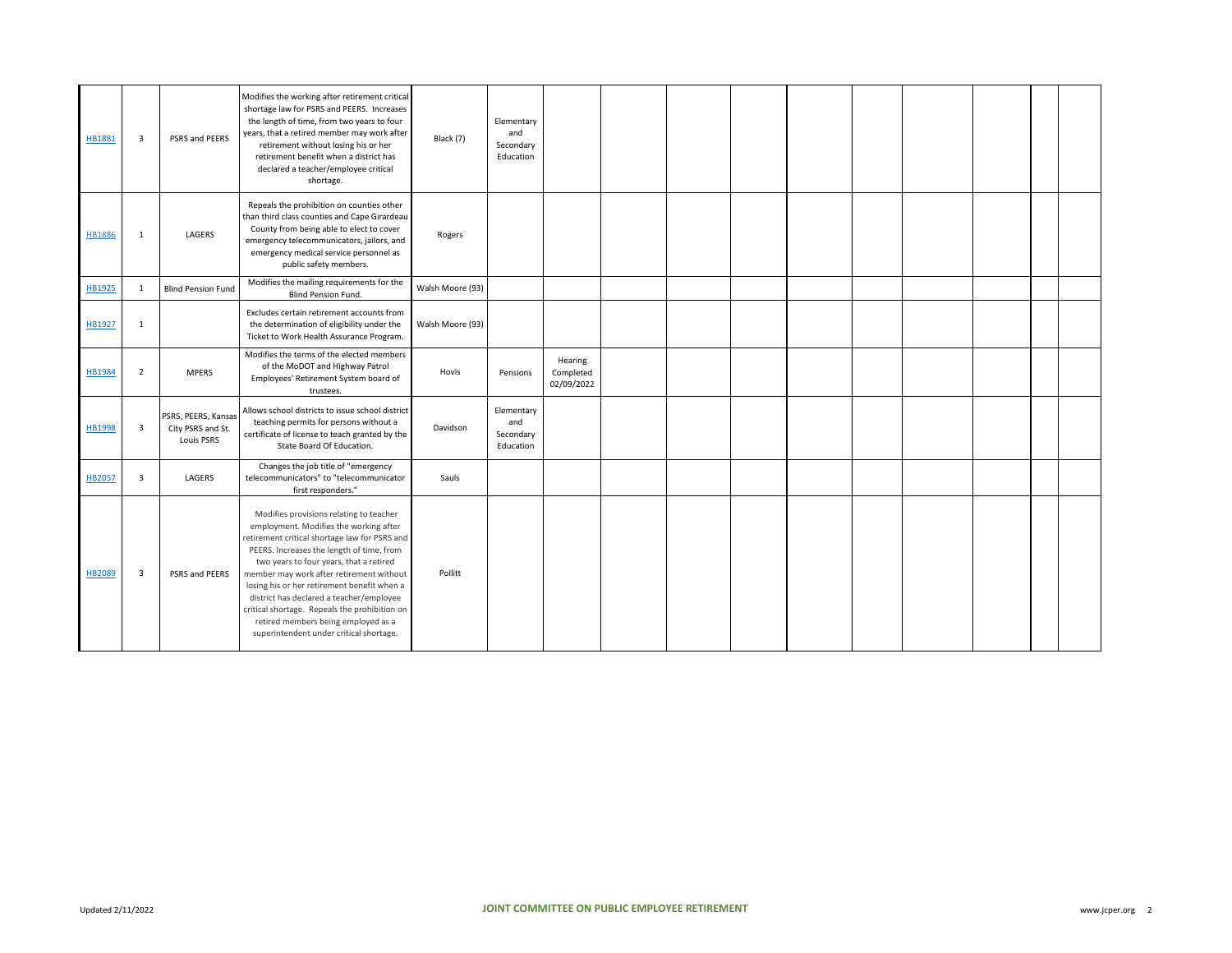| | | | | | | | | | | | | | | | |
|---|---|---|---|---|---|---|---|---|---|---|---|---|---|---|---|
| HB1881 | 3 | PSRS and PEERS | Modifies the working after retirement critical shortage law for PSRS and PEERS. Increases the length of time, from two years to four years, that a retired member may work after retirement without losing his or her retirement benefit when a district has declared a teacher/employee critical shortage. | Black (7) | Elementary and Secondary Education | | | | | | | | | | |
| HB1886 | 1 | LAGERS | Repeals the prohibition on counties other than third class counties and Cape Girardeau County from being able to elect to cover emergency telecommunicators, jailors, and emergency medical service personnel as public safety members. | Rogers | | | | | | | | | | | |
| HB1925 | 1 | Blind Pension Fund | Modifies the mailing requirements for the Blind Pension Fund. | Walsh Moore (93) | | | | | | | | | | | |
| HB1927 | 1 | | Excludes certain retirement accounts from the determination of eligibility under the Ticket to Work Health Assurance Program. | Walsh Moore (93) | | | | | | | | | | | |
| HB1984 | 2 | MPERS | Modifies the terms of the elected members of the MoDOT and Highway Patrol Employees' Retirement System board of trustees. | Hovis | Pensions | Hearing Completed 02/09/2022 | | | | | | | | | |
| HB1998 | 3 | PSRS, PEERS, Kansas City PSRS and St. Louis PSRS | Allows school districts to issue school district teaching permits for persons without a certificate of license to teach granted by the State Board Of Education. | Davidson | Elementary and Secondary Education | | | | | | | | | | |
| HB2057 | 3 | LAGERS | Changes the job title of "emergency telecommunicators" to "telecommunicator first responders." | Sauls | | | | | | | | | | | |
| HB2089 | 3 | PSRS and PEERS | Modifies provisions relating to teacher employment. Modifies the working after retirement critical shortage law for PSRS and PEERS. Increases the length of time, from two years to four years, that a retired member may work after retirement without losing his or her retirement benefit when a district has declared a teacher/employee critical shortage. Repeals the prohibition on retired members being employed as a superintendent under critical shortage. | Pollitt | | | | | | | | | | | |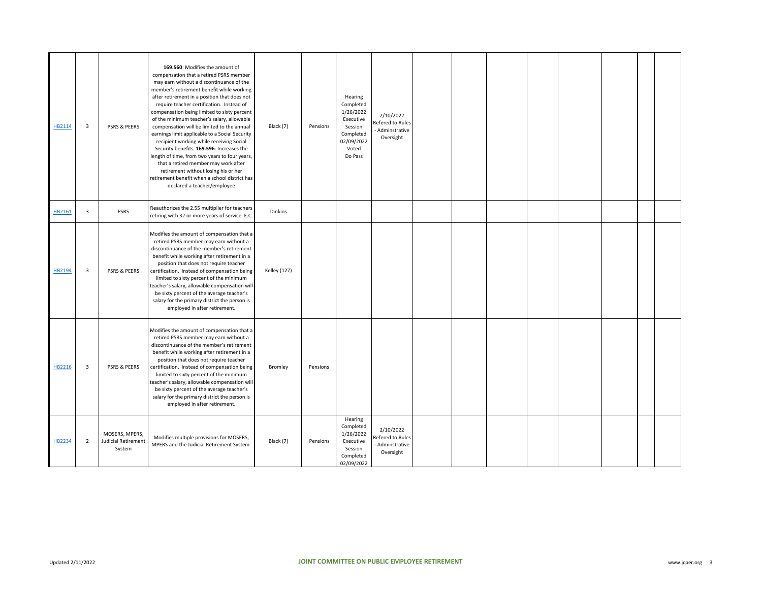| | | | | | | | | | | | | | | | |
|---|---|---|---|---|---|---|---|---|---|---|---|---|---|---|---|
| HB2114 | 3 | PSRS & PEERS | **169.560**: Modifies the amount of compensation that a retired PSRS member may earn without a discontinuance of the member's retirement benefit while working after retirement in a position that does not require teacher certification. Instead of compensation being limited to sixty percent of the minimum teacher's salary, allowable compensation will be limited to the annual earnings limit applicable to a Social Security recipient working while receiving Social Security benefits. **169.596**: Increases the length of time, from two years to four years, that a retired member may work after retirement without losing his or her retirement benefit when a school district has declared a teacher/employee | Black (7) | Pensions | Hearing Completed 1/26/2022 Executive Session Completed 02/09/2022 Voted Do Pass | 2/10/2022 Refered to Rules - Adminstrative Oversight | | | | | | | | |
| HB2161 | 3 | PSRS | Reauthorizes the 2.55 multiplier for teachers retiring with 32 or more years of service. E.C. | Dinkins | | | | | | | | | | | |
| HB2194 | 3 | PSRS & PEERS | Modifies the amount of compensation that a retired PSRS member may earn without a discontinuance of the member's retirement benefit while working after retirement in a position that does not require teacher certification. Instead of compensation being limited to sixty percent of the minimum teacher's salary, allowable compensation will be sixty percent of the average teacher's salary for the primary district the person is employed in after retirement. | Kelley (127) | | | | | | | | | | | |
| HB2216 | 3 | PSRS & PEERS | Modifies the amount of compensation that a retired PSRS member may earn without a discontinuance of the member's retirement benefit while working after retirement in a position that does not require teacher certification. Instead of compensation being limited to sixty percent of the minimum teacher's salary, allowable compensation will be sixty percent of the average teacher's salary for the primary district the person is employed in after retirement. | Bromley | Pensions | | | | | | | | | | |
| HB2234 | 2 | MOSERS, MPERS, Judicial Retirement System | Modifies multiple provisions for MOSERS, MPERS and the Judicial Retirement System. | Black (7) | Pensions | Hearing Completed 1/26/2022 Executive Session Completed 02/09/2022 | 2/10/2022 Refered to Rules - Adminstrative Oversight | | | | | | | | |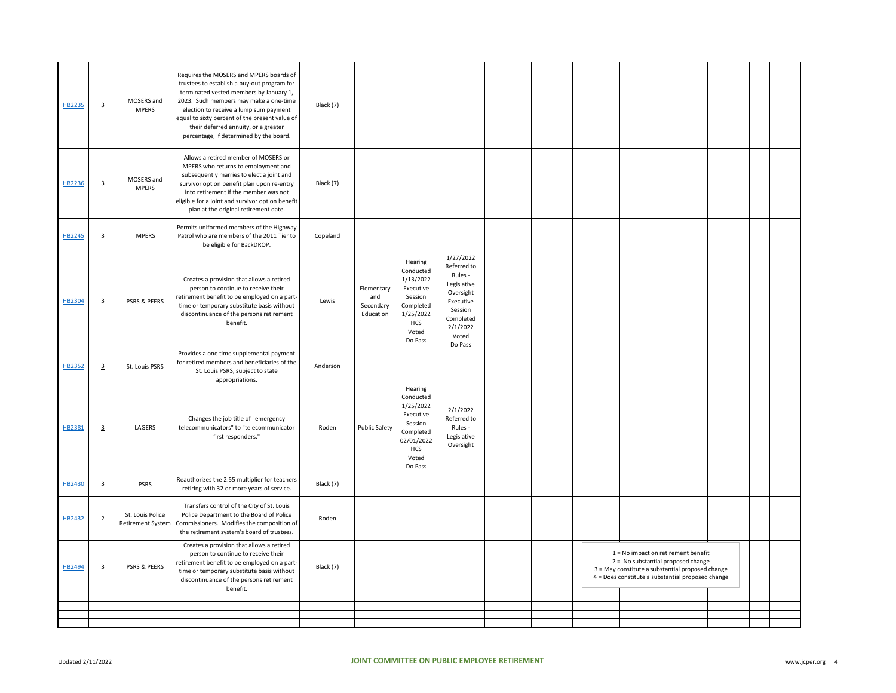| | | | | | | | | | | | | | | | |
|---|---|---|---|---|---|---|---|---|---|---|---|---|---|---|---|
| HB2235 | 3 | MOSERS and MPERS | Requires the MOSERS and MPERS boards of trustees to establish a buy-out program for terminated vested members by January 1, 2023. Such members may make a one-time election to receive a lump sum payment equal to sixty percent of the present value of their deferred annuity, or a greater percentage, if determined by the board. | Black (7) | | | | | | | | | | | |
| HB2236 | 3 | MOSERS and MPERS | Allows a retired member of MOSERS or MPERS who returns to employment and subsequently marries to elect a joint and survivor option benefit plan upon re-entry into retirement if the member was not eligible for a joint and survivor option benefit plan at the original retirement date. | Black (7) | | | | | | | | | | | |
| HB2245 | 3 | MPERS | Permits uniformed members of the Highway Patrol who are members of the 2011 Tier to be eligible for BackDROP. | Copeland | | | | | | | | | | | |
| HB2304 | 3 | PSRS & PEERS | Creates a provision that allows a retired person to continue to receive their retirement benefit to be employed on a part-time or temporary substitute basis without discontinuance of the persons retirement benefit. | Lewis | Elementary and Secondary Education | Hearing Conducted 1/13/2022 Executive Session Completed 1/25/2022 HCS Voted Do Pass | 1/27/2022 Referred to Rules - Legislative Oversight Executive Session Completed 2/1/2022 Voted Do Pass | | | | | | | | |
| HB2352 | 3 | St. Louis PSRS | Provides a one time supplemental payment for retired members and beneficiaries of the St. Louis PSRS, subject to state appropriations. | Anderson | | | | | | | | | | | |
| HB2381 | 3 | LAGERS | Changes the job title of "emergency telecommunicators" to "telecommunicator first responders." | Roden | Public Safety | Hearing Conducted 1/25/2022 Executive Session Completed 02/01/2022 HCS Voted Do Pass | 2/1/2022 Referred to Rules - Legislative Oversight | | | | | | | | |
| HB2430 | 3 | PSRS | Reauthorizes the 2.55 multiplier for teachers retiring with 32 or more years of service. | Black (7) | | | | | | | | | | | |
| HB2432 | 2 | St. Louis Police Retirement System | Transfers control of the City of St. Louis Police Department to the Board of Police Commissioners. Modifies the composition of the retirement system's board of trustees. | Roden | | | | | | | | | | | |
| HB2494 | 3 | PSRS & PEERS | Creates a provision that allows a retired person to continue to receive their retirement benefit to be employed on a part-time or temporary substitute basis without discontinuance of the persons retirement benefit. | Black (7) | | | | | | | | | | | |

1 = No impact on retirement benefit
2 = No substantial proposed change
3 = May constitute a substantial proposed change
4 = Does constitute a substantial proposed change